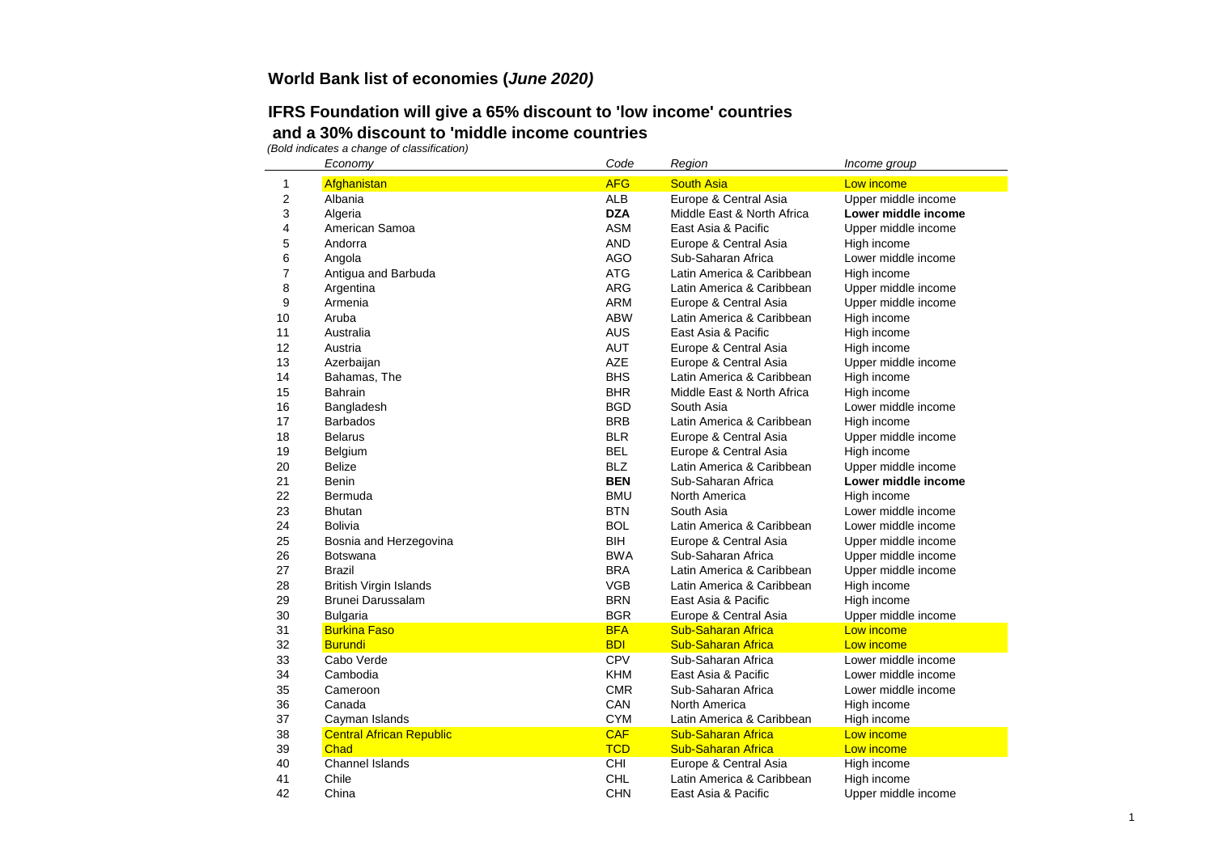## World Bank list of economies (*June 2020)*

## IFRS Foundation will give a 65% discount to 'low income' countries and a 30% discount to 'middle income countries

*(Bold indicates a change of classification)*

| | *Economy* | *Code* | *Region* | *Income group* |
|---|---|---|---|---|
| 1 | Afghanistan | AFG | South Asia | Low income |
| 2 | Albania | ALB | Europe & Central Asia | Upper middle income |
| 3 | Algeria | **DZA** | Middle East & North Africa | **Lower middle income** |
| 4 | American Samoa | ASM | East Asia & Pacific | Upper middle income |
| 5 | Andorra | AND | Europe & Central Asia | High income |
| 6 | Angola | AGO | Sub-Saharan Africa | Lower middle income |
| 7 | Antigua and Barbuda | ATG | Latin America & Caribbean | High income |
| 8 | Argentina | ARG | Latin America & Caribbean | Upper middle income |
| 9 | Armenia | ARM | Europe & Central Asia | Upper middle income |
| 10 | Aruba | ABW | Latin America & Caribbean | High income |
| 11 | Australia | AUS | East Asia & Pacific | High income |
| 12 | Austria | AUT | Europe & Central Asia | High income |
| 13 | Azerbaijan | AZE | Europe & Central Asia | Upper middle income |
| 14 | Bahamas, The | BHS | Latin America & Caribbean | High income |
| 15 | Bahrain | BHR | Middle East & North Africa | High income |
| 16 | Bangladesh | BGD | South Asia | Lower middle income |
| 17 | Barbados | BRB | Latin America & Caribbean | High income |
| 18 | Belarus | BLR | Europe & Central Asia | Upper middle income |
| 19 | Belgium | BEL | Europe & Central Asia | High income |
| 20 | Belize | BLZ | Latin America & Caribbean | Upper middle income |
| 21 | Benin | **BEN** | Sub-Saharan Africa | **Lower middle income** |
| 22 | Bermuda | BMU | North America | High income |
| 23 | Bhutan | BTN | South Asia | Lower middle income |
| 24 | Bolivia | BOL | Latin America & Caribbean | Lower middle income |
| 25 | Bosnia and Herzegovina | BIH | Europe & Central Asia | Upper middle income |
| 26 | Botswana | BWA | Sub-Saharan Africa | Upper middle income |
| 27 | Brazil | BRA | Latin America & Caribbean | Upper middle income |
| 28 | British Virgin Islands | VGB | Latin America & Caribbean | High income |
| 29 | Brunei Darussalam | BRN | East Asia & Pacific | High income |
| 30 | Bulgaria | BGR | Europe & Central Asia | Upper middle income |
| 31 | Burkina Faso | BFA | Sub-Saharan Africa | Low income |
| 32 | Burundi | BDI | Sub-Saharan Africa | Low income |
| 33 | Cabo Verde | CPV | Sub-Saharan Africa | Lower middle income |
| 34 | Cambodia | KHM | East Asia & Pacific | Lower middle income |
| 35 | Cameroon | CMR | Sub-Saharan Africa | Lower middle income |
| 36 | Canada | CAN | North America | High income |
| 37 | Cayman Islands | CYM | Latin America & Caribbean | High income |
| 38 | Central African Republic | CAF | Sub-Saharan Africa | Low income |
| 39 | Chad | TCD | Sub-Saharan Africa | Low income |
| 40 | Channel Islands | CHI | Europe & Central Asia | High income |
| 41 | Chile | CHL | Latin America & Caribbean | High income |
| 42 | China | CHN | East Asia & Pacific | Upper middle income |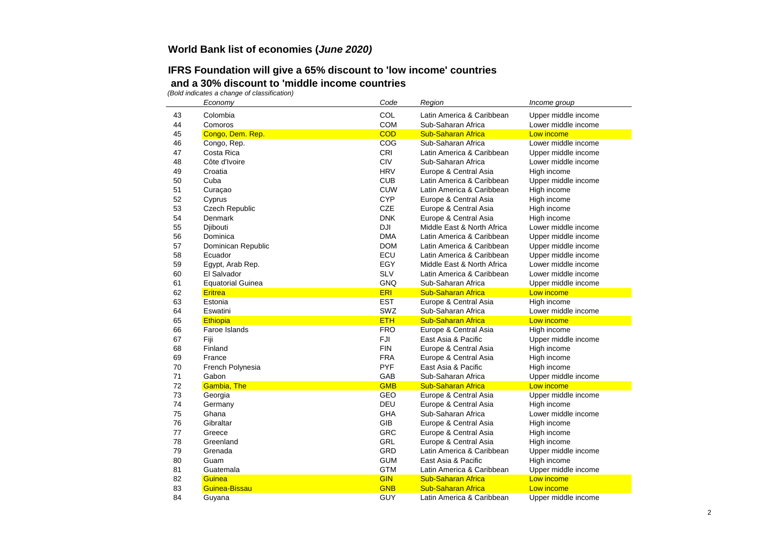## World Bank list of economies (*June 2020)*

## IFRS Foundation will give a 65% discount to 'low income' countries and a 30% discount to 'middle income countries

*(Bold indicates a change of classification)*

| | *Economy* | *Code* | *Region* | *Income group* |
|---|---|---|---|---|
| 43 | Colombia | COL | Latin America & Caribbean | Upper middle income |
| 44 | Comoros | COM | Sub-Saharan Africa | Lower middle income |
| 45 | Congo, Dem. Rep. | COD | Sub-Saharan Africa | Low income |
| 46 | Congo, Rep. | COG | Sub-Saharan Africa | Lower middle income |
| 47 | Costa Rica | CRI | Latin America & Caribbean | Upper middle income |
| 48 | Côte d'Ivoire | CIV | Sub-Saharan Africa | Lower middle income |
| 49 | Croatia | HRV | Europe & Central Asia | High income |
| 50 | Cuba | CUB | Latin America & Caribbean | Upper middle income |
| 51 | Curaçao | CUW | Latin America & Caribbean | High income |
| 52 | Cyprus | CYP | Europe & Central Asia | High income |
| 53 | Czech Republic | CZE | Europe & Central Asia | High income |
| 54 | Denmark | DNK | Europe & Central Asia | High income |
| 55 | Djibouti | DJI | Middle East & North Africa | Lower middle income |
| 56 | Dominica | DMA | Latin America & Caribbean | Upper middle income |
| 57 | Dominican Republic | DOM | Latin America & Caribbean | Upper middle income |
| 58 | Ecuador | ECU | Latin America & Caribbean | Upper middle income |
| 59 | Egypt, Arab Rep. | EGY | Middle East & North Africa | Lower middle income |
| 60 | El Salvador | SLV | Latin America & Caribbean | Lower middle income |
| 61 | Equatorial Guinea | GNQ | Sub-Saharan Africa | Upper middle income |
| 62 | Eritrea | ERI | Sub-Saharan Africa | Low income |
| 63 | Estonia | EST | Europe & Central Asia | High income |
| 64 | Eswatini | SWZ | Sub-Saharan Africa | Lower middle income |
| 65 | Ethiopia | ETH | Sub-Saharan Africa | Low income |
| 66 | Faroe Islands | FRO | Europe & Central Asia | High income |
| 67 | Fiji | FJI | East Asia & Pacific | Upper middle income |
| 68 | Finland | FIN | Europe & Central Asia | High income |
| 69 | France | FRA | Europe & Central Asia | High income |
| 70 | French Polynesia | PYF | East Asia & Pacific | High income |
| 71 | Gabon | GAB | Sub-Saharan Africa | Upper middle income |
| 72 | Gambia, The | GMB | Sub-Saharan Africa | Low income |
| 73 | Georgia | GEO | Europe & Central Asia | Upper middle income |
| 74 | Germany | DEU | Europe & Central Asia | High income |
| 75 | Ghana | GHA | Sub-Saharan Africa | Lower middle income |
| 76 | Gibraltar | GIB | Europe & Central Asia | High income |
| 77 | Greece | GRC | Europe & Central Asia | High income |
| 78 | Greenland | GRL | Europe & Central Asia | High income |
| 79 | Grenada | GRD | Latin America & Caribbean | Upper middle income |
| 80 | Guam | GUM | East Asia & Pacific | High income |
| 81 | Guatemala | GTM | Latin America & Caribbean | Upper middle income |
| 82 | Guinea | GIN | Sub-Saharan Africa | Low income |
| 83 | Guinea-Bissau | GNB | Sub-Saharan Africa | Low income |
| 84 | Guyana | GUY | Latin America & Caribbean | Upper middle income |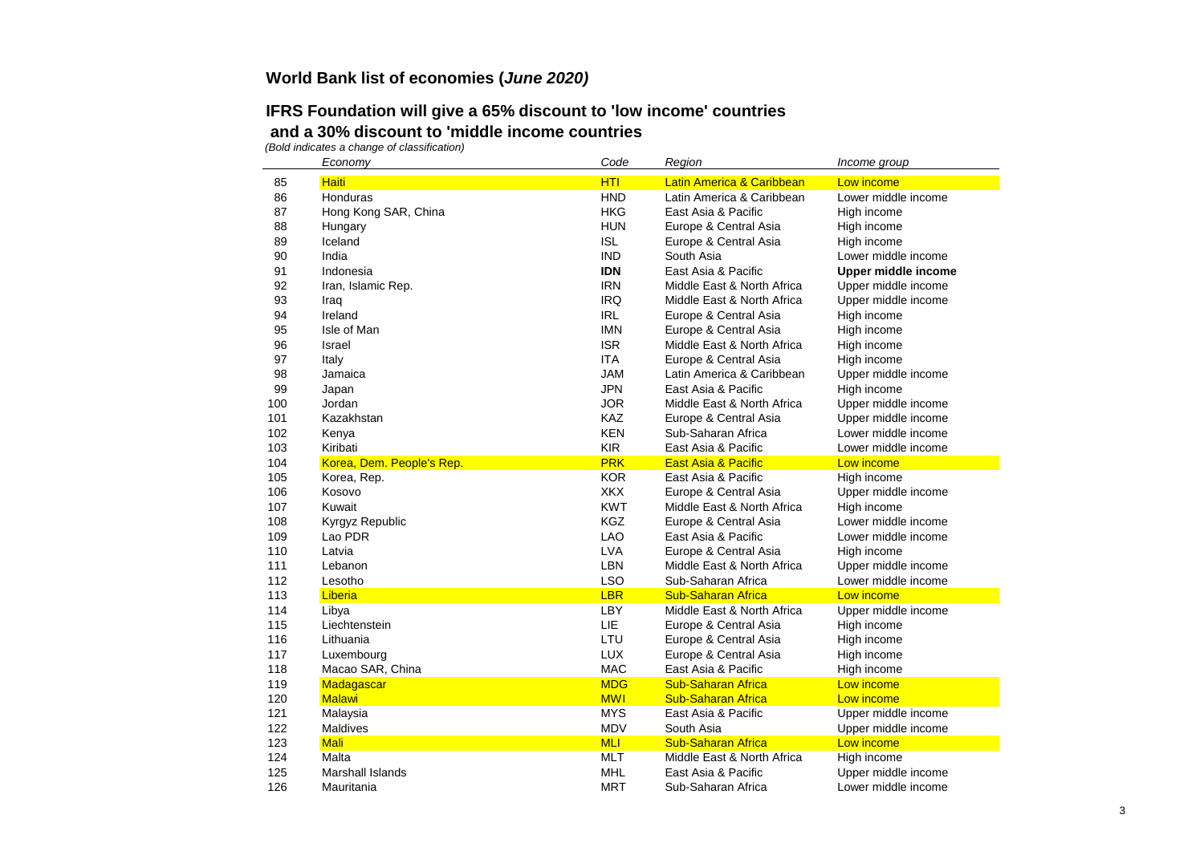## World Bank list of economies (*June 2020)*

### IFRS Foundation will give a 65% discount to 'low income' countries and a 30% discount to 'middle income countries

*(Bold indicates a change of classification)*

| | *Economy* | *Code* | *Region* | *Income group* |
|---|---|---|---|---|
| 85 | Haiti | HTI | Latin America & Caribbean | Low income |
| 86 | Honduras | HND | Latin America & Caribbean | Lower middle income |
| 87 | Hong Kong SAR, China | HKG | East Asia & Pacific | High income |
| 88 | Hungary | HUN | Europe & Central Asia | High income |
| 89 | Iceland | ISL | Europe & Central Asia | High income |
| 90 | India | IND | South Asia | Lower middle income |
| 91 | Indonesia | **IDN** | East Asia & Pacific | **Upper middle income** |
| 92 | Iran, Islamic Rep. | IRN | Middle East & North Africa | Upper middle income |
| 93 | Iraq | IRQ | Middle East & North Africa | Upper middle income |
| 94 | Ireland | IRL | Europe & Central Asia | High income |
| 95 | Isle of Man | IMN | Europe & Central Asia | High income |
| 96 | Israel | ISR | Middle East & North Africa | High income |
| 97 | Italy | ITA | Europe & Central Asia | High income |
| 98 | Jamaica | JAM | Latin America & Caribbean | Upper middle income |
| 99 | Japan | JPN | East Asia & Pacific | High income |
| 100 | Jordan | JOR | Middle East & North Africa | Upper middle income |
| 101 | Kazakhstan | KAZ | Europe & Central Asia | Upper middle income |
| 102 | Kenya | KEN | Sub-Saharan Africa | Lower middle income |
| 103 | Kiribati | KIR | East Asia & Pacific | Lower middle income |
| 104 | Korea, Dem. People's Rep. | PRK | East Asia & Pacific | Low income |
| 105 | Korea, Rep. | KOR | East Asia & Pacific | High income |
| 106 | Kosovo | XKX | Europe & Central Asia | Upper middle income |
| 107 | Kuwait | KWT | Middle East & North Africa | High income |
| 108 | Kyrgyz Republic | KGZ | Europe & Central Asia | Lower middle income |
| 109 | Lao PDR | LAO | East Asia & Pacific | Lower middle income |
| 110 | Latvia | LVA | Europe & Central Asia | High income |
| 111 | Lebanon | LBN | Middle East & North Africa | Upper middle income |
| 112 | Lesotho | LSO | Sub-Saharan Africa | Lower middle income |
| 113 | Liberia | LBR | Sub-Saharan Africa | Low income |
| 114 | Libya | LBY | Middle East & North Africa | Upper middle income |
| 115 | Liechtenstein | LIE | Europe & Central Asia | High income |
| 116 | Lithuania | LTU | Europe & Central Asia | High income |
| 117 | Luxembourg | LUX | Europe & Central Asia | High income |
| 118 | Macao SAR, China | MAC | East Asia & Pacific | High income |
| 119 | Madagascar | MDG | Sub-Saharan Africa | Low income |
| 120 | Malawi | MWI | Sub-Saharan Africa | Low income |
| 121 | Malaysia | MYS | East Asia & Pacific | Upper middle income |
| 122 | Maldives | MDV | South Asia | Upper middle income |
| 123 | Mali | MLI | Sub-Saharan Africa | Low income |
| 124 | Malta | MLT | Middle East & North Africa | High income |
| 125 | Marshall Islands | MHL | East Asia & Pacific | Upper middle income |
| 126 | Mauritania | MRT | Sub-Saharan Africa | Lower middle income |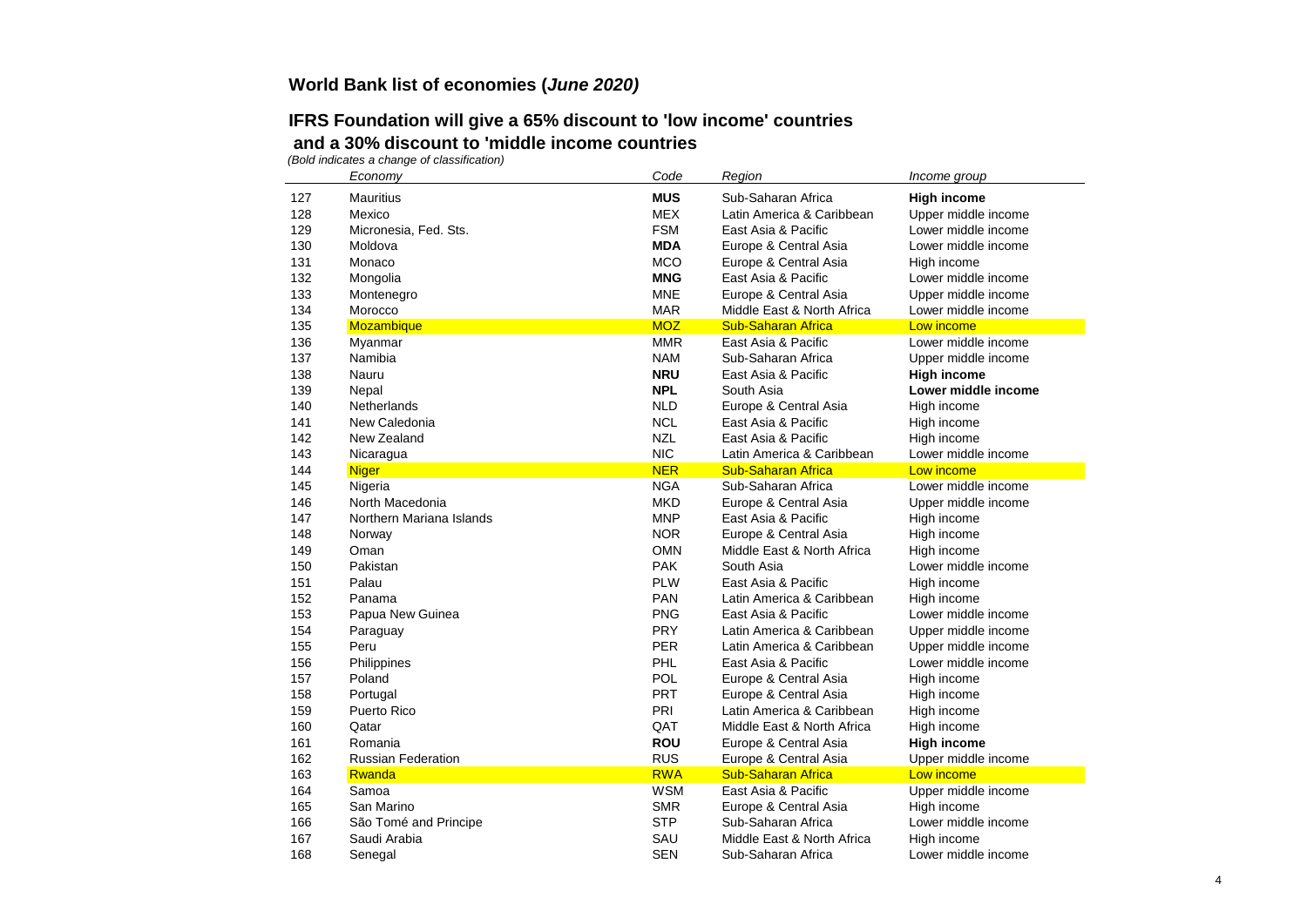## World Bank list of economies (*June 2020)*

## IFRS Foundation will give a 65% discount to 'low income' countries and a 30% discount to 'middle income countries

*(Bold indicates a change of classification)*

| | *Economy* | *Code* | *Region* | *Income group* |
|---|---|---|---|---|
| 127 | Mauritius | **MUS** | Sub-Saharan Africa | **High income** |
| 128 | Mexico | MEX | Latin America & Caribbean | Upper middle income |
| 129 | Micronesia, Fed. Sts. | FSM | East Asia & Pacific | Lower middle income |
| 130 | Moldova | **MDA** | Europe & Central Asia | Lower middle income |
| 131 | Monaco | MCO | Europe & Central Asia | High income |
| 132 | Mongolia | **MNG** | East Asia & Pacific | Lower middle income |
| 133 | Montenegro | MNE | Europe & Central Asia | Upper middle income |
| 134 | Morocco | MAR | Middle East & North Africa | Lower middle income |
| 135 | Mozambique | MOZ | Sub-Saharan Africa | Low income |
| 136 | Myanmar | MMR | East Asia & Pacific | Lower middle income |
| 137 | Namibia | NAM | Sub-Saharan Africa | Upper middle income |
| 138 | Nauru | **NRU** | East Asia & Pacific | **High income** |
| 139 | Nepal | **NPL** | South Asia | **Lower middle income** |
| 140 | Netherlands | NLD | Europe & Central Asia | High income |
| 141 | New Caledonia | NCL | East Asia & Pacific | High income |
| 142 | New Zealand | NZL | East Asia & Pacific | High income |
| 143 | Nicaragua | NIC | Latin America & Caribbean | Lower middle income |
| 144 | Niger | NER | Sub-Saharan Africa | Low income |
| 145 | Nigeria | NGA | Sub-Saharan Africa | Lower middle income |
| 146 | North Macedonia | MKD | Europe & Central Asia | Upper middle income |
| 147 | Northern Mariana Islands | MNP | East Asia & Pacific | High income |
| 148 | Norway | NOR | Europe & Central Asia | High income |
| 149 | Oman | OMN | Middle East & North Africa | High income |
| 150 | Pakistan | PAK | South Asia | Lower middle income |
| 151 | Palau | PLW | East Asia & Pacific | High income |
| 152 | Panama | PAN | Latin America & Caribbean | High income |
| 153 | Papua New Guinea | PNG | East Asia & Pacific | Lower middle income |
| 154 | Paraguay | PRY | Latin America & Caribbean | Upper middle income |
| 155 | Peru | PER | Latin America & Caribbean | Upper middle income |
| 156 | Philippines | PHL | East Asia & Pacific | Lower middle income |
| 157 | Poland | POL | Europe & Central Asia | High income |
| 158 | Portugal | PRT | Europe & Central Asia | High income |
| 159 | Puerto Rico | PRI | Latin America & Caribbean | High income |
| 160 | Qatar | QAT | Middle East & North Africa | High income |
| 161 | Romania | **ROU** | Europe & Central Asia | **High income** |
| 162 | Russian Federation | RUS | Europe & Central Asia | Upper middle income |
| 163 | Rwanda | RWA | Sub-Saharan Africa | Low income |
| 164 | Samoa | WSM | East Asia & Pacific | Upper middle income |
| 165 | San Marino | SMR | Europe & Central Asia | High income |
| 166 | São Tomé and Principe | STP | Sub-Saharan Africa | Lower middle income |
| 167 | Saudi Arabia | SAU | Middle East & North Africa | High income |
| 168 | Senegal | SEN | Sub-Saharan Africa | Lower middle income |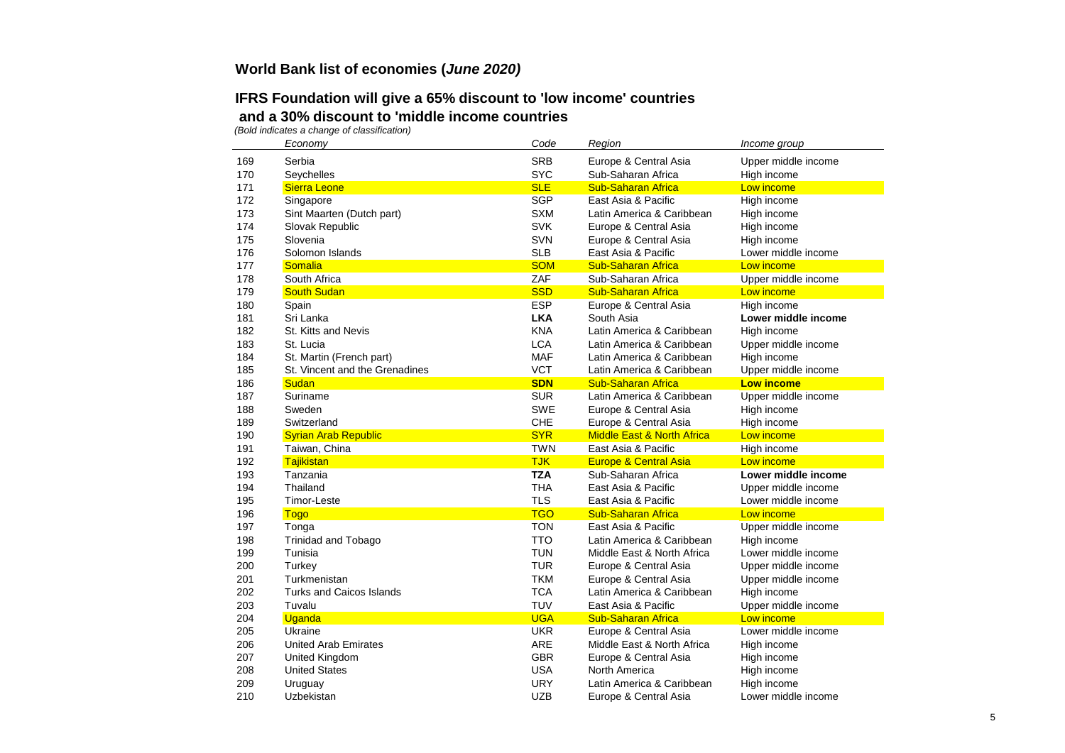## World Bank list of economies (*June 2020)*

## IFRS Foundation will give a 65% discount to 'low income' countries and a 30% discount to 'middle income countries

*(Bold indicates a change of classification)*

| | *Economy* | *Code* | *Region* | *Income group* |
|---|---|---|---|---|
| 169 | Serbia | SRB | Europe & Central Asia | Upper middle income |
| 170 | Seychelles | SYC | Sub-Saharan Africa | High income |
| 171 | Sierra Leone | SLE | Sub-Saharan Africa | Low income |
| 172 | Singapore | SGP | East Asia & Pacific | High income |
| 173 | Sint Maarten (Dutch part) | SXM | Latin America & Caribbean | High income |
| 174 | Slovak Republic | SVK | Europe & Central Asia | High income |
| 175 | Slovenia | SVN | Europe & Central Asia | High income |
| 176 | Solomon Islands | SLB | East Asia & Pacific | Lower middle income |
| 177 | Somalia | SOM | Sub-Saharan Africa | Low income |
| 178 | South Africa | ZAF | Sub-Saharan Africa | Upper middle income |
| 179 | South Sudan | SSD | Sub-Saharan Africa | Low income |
| 180 | Spain | ESP | Europe & Central Asia | High income |
| 181 | Sri Lanka | **LKA** | South Asia | **Lower middle income** |
| 182 | St. Kitts and Nevis | KNA | Latin America & Caribbean | High income |
| 183 | St. Lucia | LCA | Latin America & Caribbean | Upper middle income |
| 184 | St. Martin (French part) | MAF | Latin America & Caribbean | High income |
| 185 | St. Vincent and the Grenadines | VCT | Latin America & Caribbean | Upper middle income |
| 186 | Sudan | **SDN** | Sub-Saharan Africa | **Low income** |
| 187 | Suriname | SUR | Latin America & Caribbean | Upper middle income |
| 188 | Sweden | SWE | Europe & Central Asia | High income |
| 189 | Switzerland | CHE | Europe & Central Asia | High income |
| 190 | Syrian Arab Republic | SYR | Middle East & North Africa | Low income |
| 191 | Taiwan, China | TWN | East Asia & Pacific | High income |
| 192 | Tajikistan | TJK | Europe & Central Asia | Low income |
| 193 | Tanzania | **TZA** | Sub-Saharan Africa | **Lower middle income** |
| 194 | Thailand | THA | East Asia & Pacific | Upper middle income |
| 195 | Timor-Leste | TLS | East Asia & Pacific | Lower middle income |
| 196 | Togo | TGO | Sub-Saharan Africa | Low income |
| 197 | Tonga | TON | East Asia & Pacific | Upper middle income |
| 198 | Trinidad and Tobago | TTO | Latin America & Caribbean | High income |
| 199 | Tunisia | TUN | Middle East & North Africa | Lower middle income |
| 200 | Turkey | TUR | Europe & Central Asia | Upper middle income |
| 201 | Turkmenistan | TKM | Europe & Central Asia | Upper middle income |
| 202 | Turks and Caicos Islands | TCA | Latin America & Caribbean | High income |
| 203 | Tuvalu | TUV | East Asia & Pacific | Upper middle income |
| 204 | Uganda | UGA | Sub-Saharan Africa | Low income |
| 205 | Ukraine | UKR | Europe & Central Asia | Lower middle income |
| 206 | United Arab Emirates | ARE | Middle East & North Africa | High income |
| 207 | United Kingdom | GBR | Europe & Central Asia | High income |
| 208 | United States | USA | North America | High income |
| 209 | Uruguay | URY | Latin America & Caribbean | High income |
| 210 | Uzbekistan | UZB | Europe & Central Asia | Lower middle income |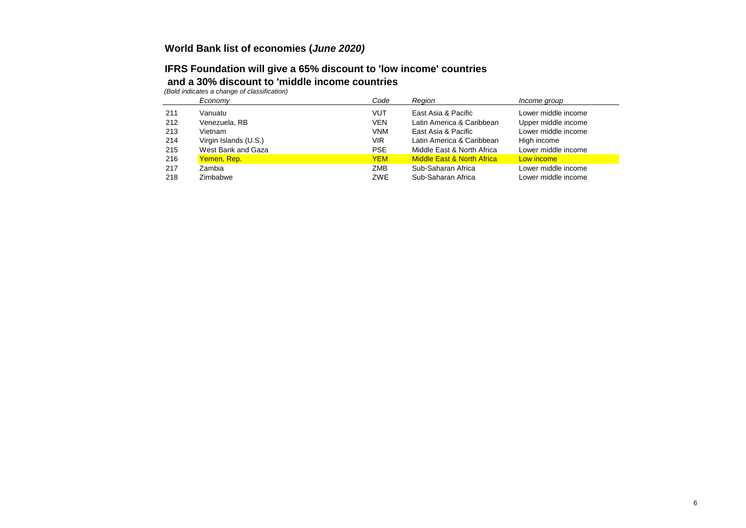## World Bank list of economies (*June 2020)*

## IFRS Foundation will give a 65% discount to 'low income' countries and a 30% discount to 'middle income countries

*(Bold indicates a change of classification)*

| | *Economy* | *Code* | *Region* | *Income group* |
|---|---|---|---|---|
| 211 | Vanuatu | VUT | East Asia & Pacific | Lower middle income |
| 212 | Venezuela, RB | VEN | Latin America & Caribbean | Upper middle income |
| 213 | Vietnam | VNM | East Asia & Pacific | Lower middle income |
| 214 | Virgin Islands (U.S.) | VIR | Latin America & Caribbean | High income |
| 215 | West Bank and Gaza | PSE | Middle East & North Africa | Lower middle income |
| 216 | Yemen, Rep. | YEM | Middle East & North Africa | Low income |
| 217 | Zambia | ZMB | Sub-Saharan Africa | Lower middle income |
| 218 | Zimbabwe | ZWE | Sub-Saharan Africa | Lower middle income |